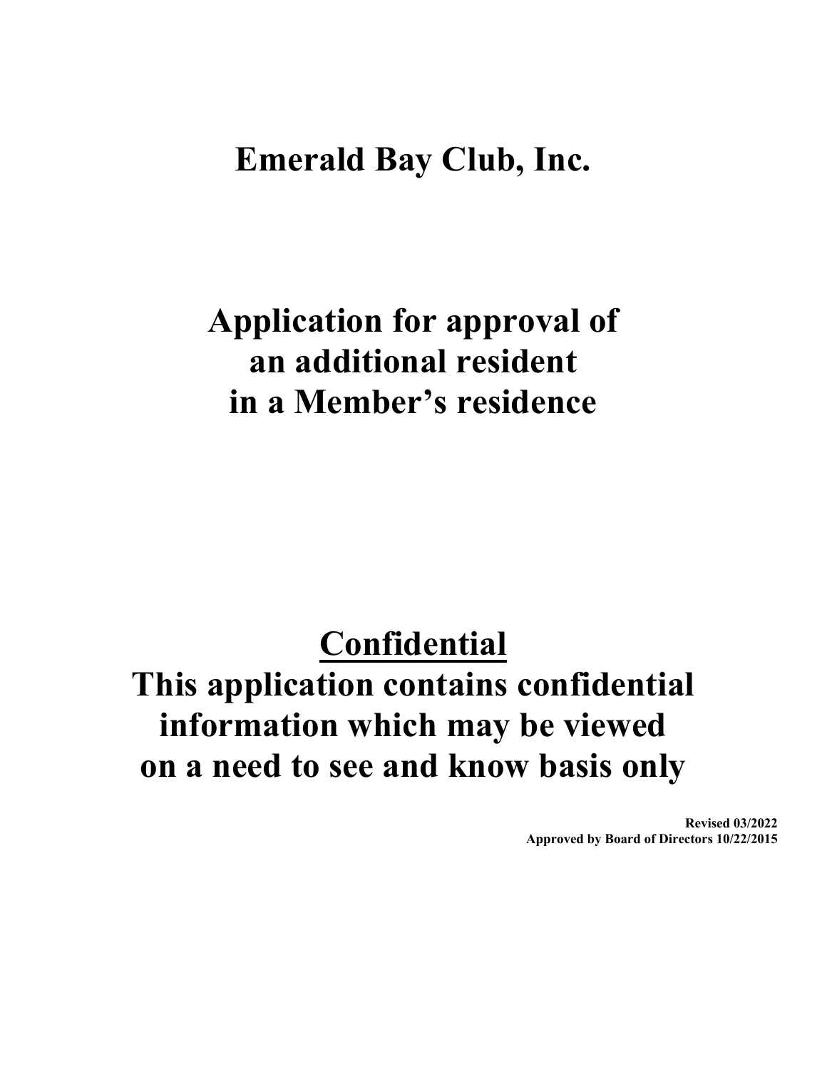# Emerald Bay Club, Inc.

## Application for approval of an additional resident in a Member's residence

## <u>Confidential</u>

## This application contains confidential information which may be viewed on a need to see and know basis only

**Revised 03/2022**
**Approved by Board of Directors 10/22/2015**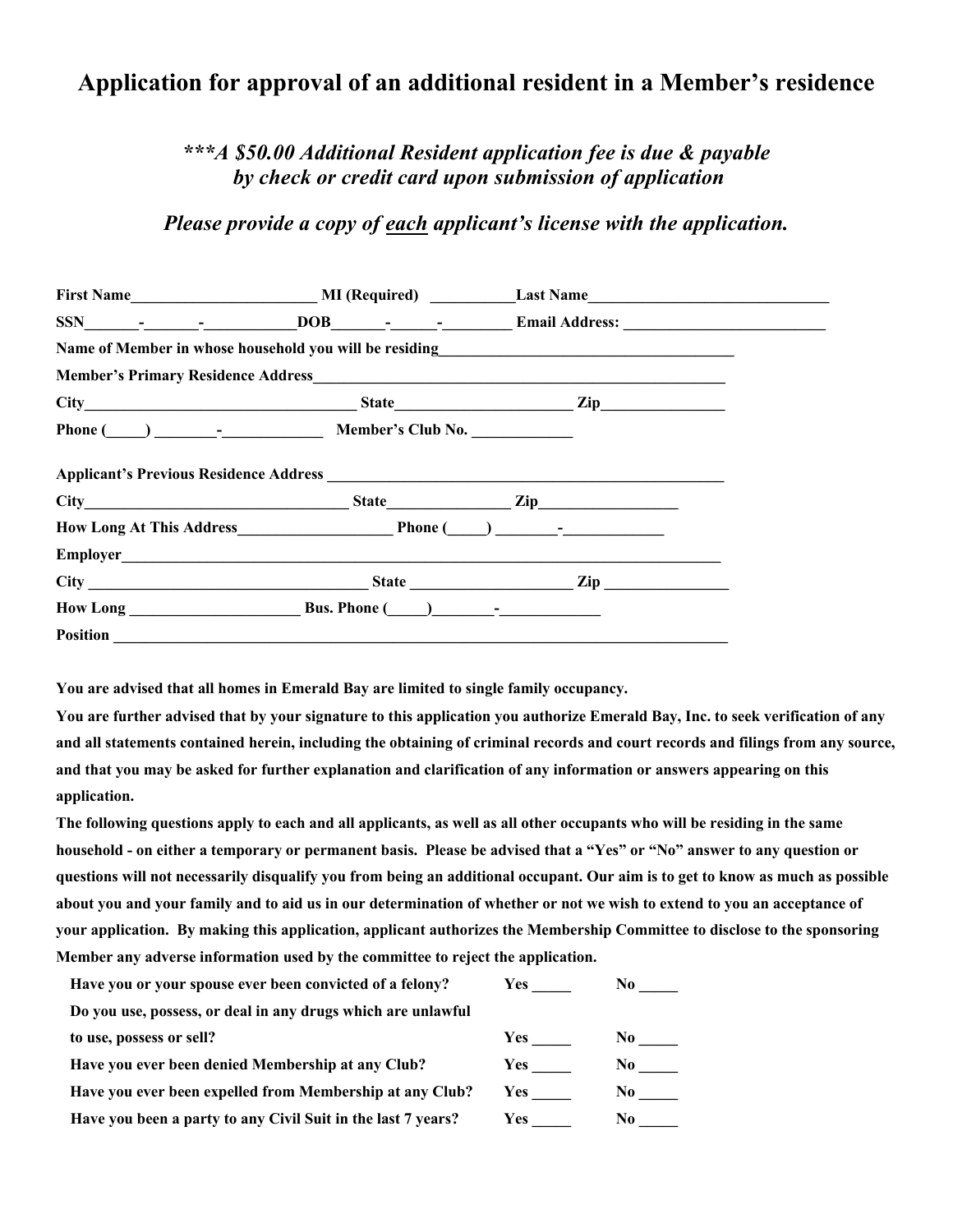# Application for approval of an additional resident in a Member's residence

***\*\*\*A $50.00 Additional Resident application fee is due & payable by check or credit card upon submission of application***

***Please provide a copy of <u>each</u> applicant's license with the application.***

**First Name**________________________ **MI (Required)** ___________**Last Name**_______________________________

**SSN**_______-_______-___________**DOB**_______-______-_________ **Email Address:** __________________________

**Name of Member in whose household you will be residing**_____________________________________

**Member's Primary Residence Address**_____________________________________________________

**City**__________________________________ **State**______________________ **Zip**________________

**Phone** (_____) ________-_____________ **Member's Club No.** _____________

**Applicant's Previous Residence Address** ___________________________________________________

**City**__________________________________ **State**________________ **Zip**__________________

**How Long At This Address**____________________ **Phone** (_____) ________-_____________

**Employer**______________________________________________________________________________

**City** ___________________________________ **State** _____________________ **Zip** ________________

**How Long** ______________________ **Bus. Phone** (_____)________-_____________

**Position** _______________________________________________________________________________

**You are advised that all homes in Emerald Bay are limited to single family occupancy.**

**You are further advised that by your signature to this application you authorize Emerald Bay, Inc. to seek verification of any and all statements contained herein, including the obtaining of criminal records and court records and filings from any source, and that you may be asked for further explanation and clarification of any information or answers appearing on this application.**

**The following questions apply to each and all applicants, as well as all other occupants who will be residing in the same household - on either a temporary or permanent basis. Please be advised that a "Yes" or "No" answer to any question or questions will not necessarily disqualify you from being an additional occupant. Our aim is to get to know as much as possible about you and your family and to aid us in our determination of whether or not we wish to extend to you an acceptance of your application. By making this application, applicant authorizes the Membership Committee to disclose to the sponsoring Member any adverse information used by the committee to reject the application.**

| | | |
|---|---|---|
| **Have you or your spouse ever been convicted of a felony?** | **Yes** _____ | **No** _____ |
| **Do you use, possess, or deal in any drugs which are unlawful to use, possess or sell?** | **Yes** _____ | **No** _____ |
| **Have you ever been denied Membership at any Club?** | **Yes** _____ | **No** _____ |
| **Have you ever been expelled from Membership at any Club?** | **Yes** _____ | **No** _____ |
| **Have you been a party to any Civil Suit in the last 7 years?** | **Yes** _____ | **No** _____ |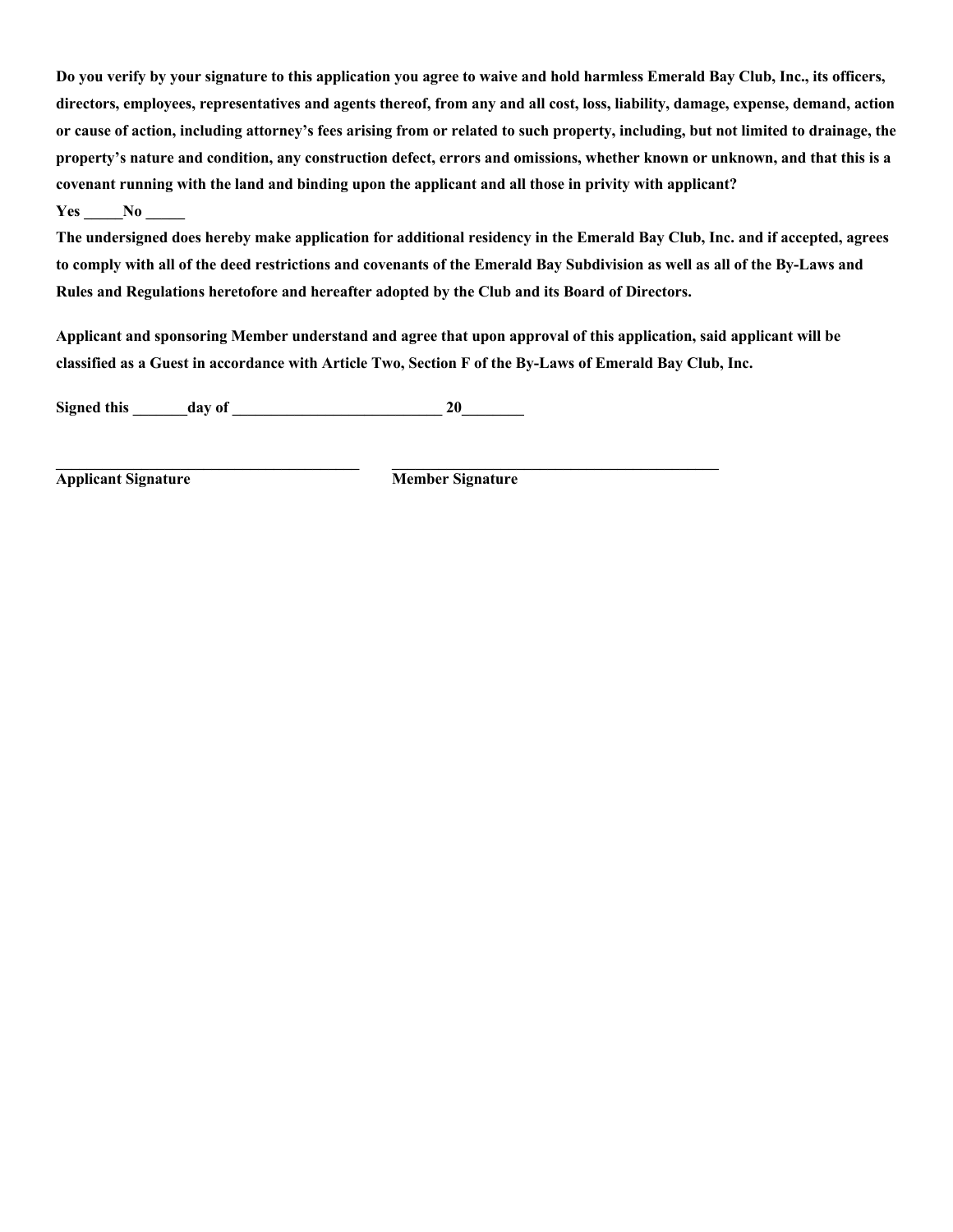**Do you verify by your signature to this application you agree to waive and hold harmless Emerald Bay Club, Inc., its officers, directors, employees, representatives and agents thereof, from any and all cost, loss, liability, damage, expense, demand, action or cause of action, including attorney's fees arising from or related to such property, including, but not limited to drainage, the property's nature and condition, any construction defect, errors and omissions, whether known or unknown, and that this is a covenant running with the land and binding upon the applicant and all those in privity with applicant?**

**Yes _____No _____**

**The undersigned does hereby make application for additional residency in the Emerald Bay Club, Inc. and if accepted, agrees to comply with all of the deed restrictions and covenants of the Emerald Bay Subdivision as well as all of the By-Laws and Rules and Regulations heretofore and hereafter adopted by the Club and its Board of Directors.**

**Applicant and sponsoring Member understand and agree that upon approval of this application, said applicant will be classified as a Guest in accordance with Article Two, Section F of the By-Laws of Emerald Bay Club, Inc.**

**Signed this _______day of ___________________________ 20________**

**_______________________________________ ___________________________________________**

**Applicant Signature Member Signature**